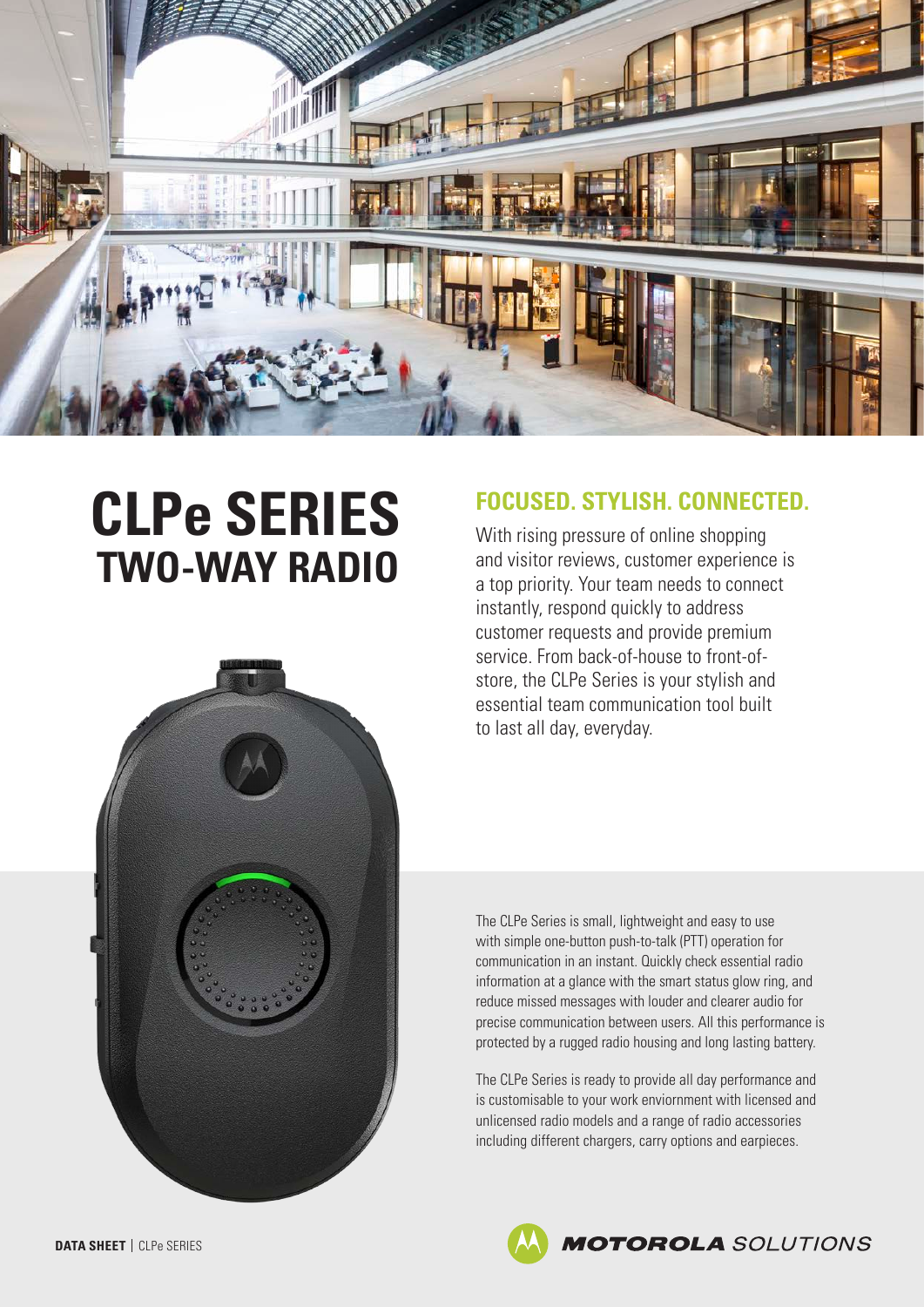# CLPe SERIES
## TWO-WAY RADIO

## FOCUSED. STYLISH. CONNECTED.

With rising pressure of online shopping and visitor reviews, customer experience is a top priority. Your team needs to connect instantly, respond quickly to address customer requests and provide premium service. From back-of-house to front-of-store, the CLPe Series is your stylish and essential team communication tool built to last all day, everyday.

The CLPe Series is small, lightweight and easy to use with simple one-button push-to-talk (PTT) operation for communication in an instant. Quickly check essential radio information at a glance with the smart status glow ring, and reduce missed messages with louder and clearer audio for precise communication between users. All this performance is protected by a rugged radio housing and long lasting battery.

The CLPe Series is ready to provide all day performance and is customisable to your work enviornment with licensed and unlicensed radio models and a range of radio accessories including different chargers, carry options and earpieces.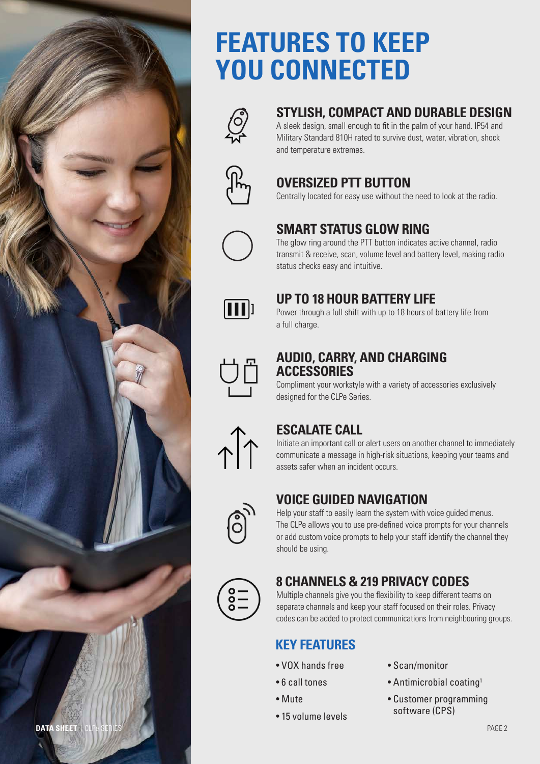# FEATURES TO KEEP YOU CONNECTED

## STYLISH, COMPACT AND DURABLE DESIGN

A sleek design, small enough to fit in the palm of your hand. IP54 and Military Standard 810H rated to survive dust, water, vibration, shock and temperature extremes.

## OVERSIZED PTT BUTTON

Centrally located for easy use without the need to look at the radio.

## SMART STATUS GLOW RING

The glow ring around the PTT button indicates active channel, radio transmit & receive, scan, volume level and battery level, making radio status checks easy and intuitive.

## UP TO 18 HOUR BATTERY LIFE

Power through a full shift with up to 18 hours of battery life from a full charge.

## AUDIO, CARRY, AND CHARGING ACCESSORIES

Compliment your workstyle with a variety of accessories exclusively designed for the CLPe Series.

## ESCALATE CALL

Initiate an important call or alert users on another channel to immediately communicate a message in high-risk situations, keeping your teams and assets safer when an incident occurs.

## VOICE GUIDED NAVIGATION

Help your staff to easily learn the system with voice guided menus. The CLPe allows you to use pre-defined voice prompts for your channels or add custom voice prompts to help your staff identify the channel they should be using.

## 8 CHANNELS & 219 PRIVACY CODES

Multiple channels give you the flexibility to keep different teams on separate channels and keep your staff focused on their roles. Privacy codes can be added to protect communications from neighbouring groups.

### KEY FEATURES

- VOX hands free
- 6 call tones
- Mute
- 15 volume levels
- Scan/monitor
- Antimicrobial coating[1]
- Customer programming software (CPS)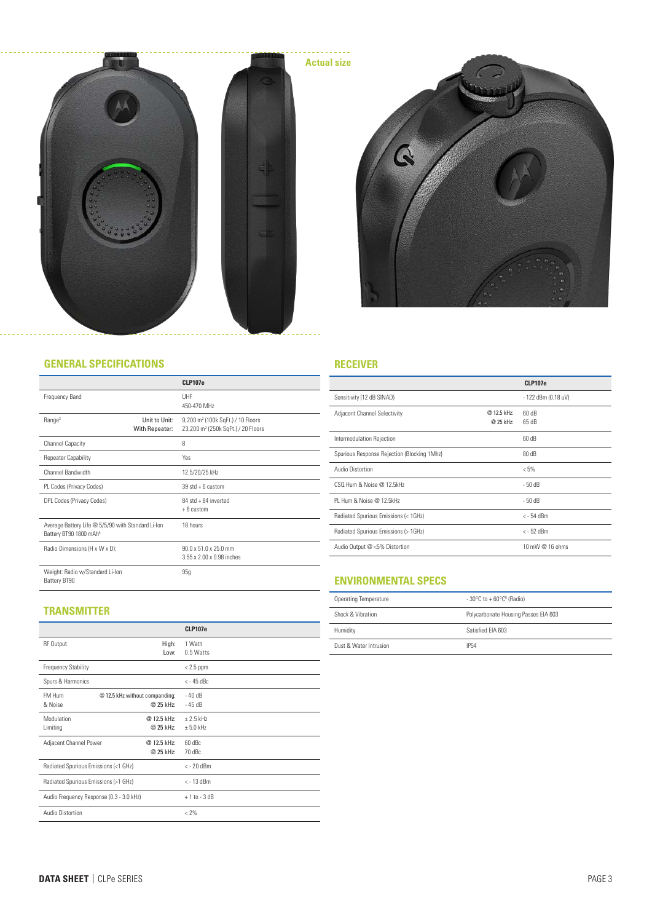Actual size

## GENERAL SPECIFICATIONS

| | | CLP107e |
|---|---|---|
| Frequency Band | | UHF<br>450-470 MHz |
| Range[3] | Unit to Unit:<br>With Repeater: | 9,200 m² (100k SqFt.) / 10 Floors<br>23,200 m² (250k SqFt.) / 20 Floors |
| Channel Capacity | | 8 |
| Repeater Capability | | Yes |
| Channel Bandwidth | | 12.5/20/25 kHz |
| PL Codes (Privacy Codes) | | 39 std + 6 custom |
| DPL Codes (Privacy Codes) | | 84 std + 84 inverted<br>+ 6 custom |
| Average Battery Life @ 5/5/90 with Standard Li-Ion Battery BT90 1800 mAh[2] | | 18 hours |
| Radio Dimensions (H x W x D): | | 90.0 x 51.0 x 25.0 mm<br>3.55 x 2.00 x 0.98 inches |
| Weight: Radio w/Standard Li-Ion Battery BT90 | | 95g |

## TRANSMITTER

| | | CLP107e |
|---|---|---|
| RF Output | High:<br>Low: | 1 Watt<br>0.5 Watts |
| Frequency Stability | | < 2.5 ppm |
| Spurs & Harmonics | | < - 45 dBc |
| FM Hum & Noise | @ 12.5 kHz without companding:<br>@ 25 kHz: | - 40 dB<br>- 45 dB |
| Modulation Limiting | @ 12.5 kHz:<br>@ 25 kHz: | ± 2.5 kHz<br>± 5.0 kHz |
| Adjacent Channel Power | @ 12.5 kHz:<br>@ 25 kHz: | 60 dBc<br>70 dBc |
| Radiated Spurious Emissions (<1 GHz) | | < - 20 dBm |
| Radiated Spurious Emissions (>1 GHz) | | < - 13 dBm |
| Audio Frequency Response (0.3 - 3.0 kHz) | | + 1 to - 3 dB |
| Audio Distortion | | < 2% |

## RECEIVER

| | | CLP107e |
|---|---|---|
| Sensitivity (12 dB SINAD) | | - 122 dBm (0.18 uV) |
| Adjacent Channel Selectivity | @ 12.5 kHz:<br>@ 25 kHz: | 60 dB<br>65 dB |
| Intermodulation Rejection | | 60 dB |
| Spurious Response Rejection (Blocking 1Mhz) | | 80 dB |
| Audio Distortion | | < 5% |
| CSQ Hum & Noise @ 12.5kHz | | - 50 dB |
| PL Hum & Noise @ 12.5kHz | | - 50 dB |
| Radiated Spurious Emissions (< 1GHz) | | < - 54 dBm |
| Radiated Spurious Emissions (> 1GHz) | | < - 52 dBm |
| Audio Output @ <5% Distortion | | 10 mW @ 16 ohms |

## ENVIRONMENTAL SPECS

| | |
|---|---|
| Operating Temperature | - 30°C to + 60°C[6] (Radio) |
| Shock & Vibration | Polycarbonate Housing Passes EIA 603 |
| Humidity | Satisfied EIA 603 |
| Dust & Water Intrusion | IP54 |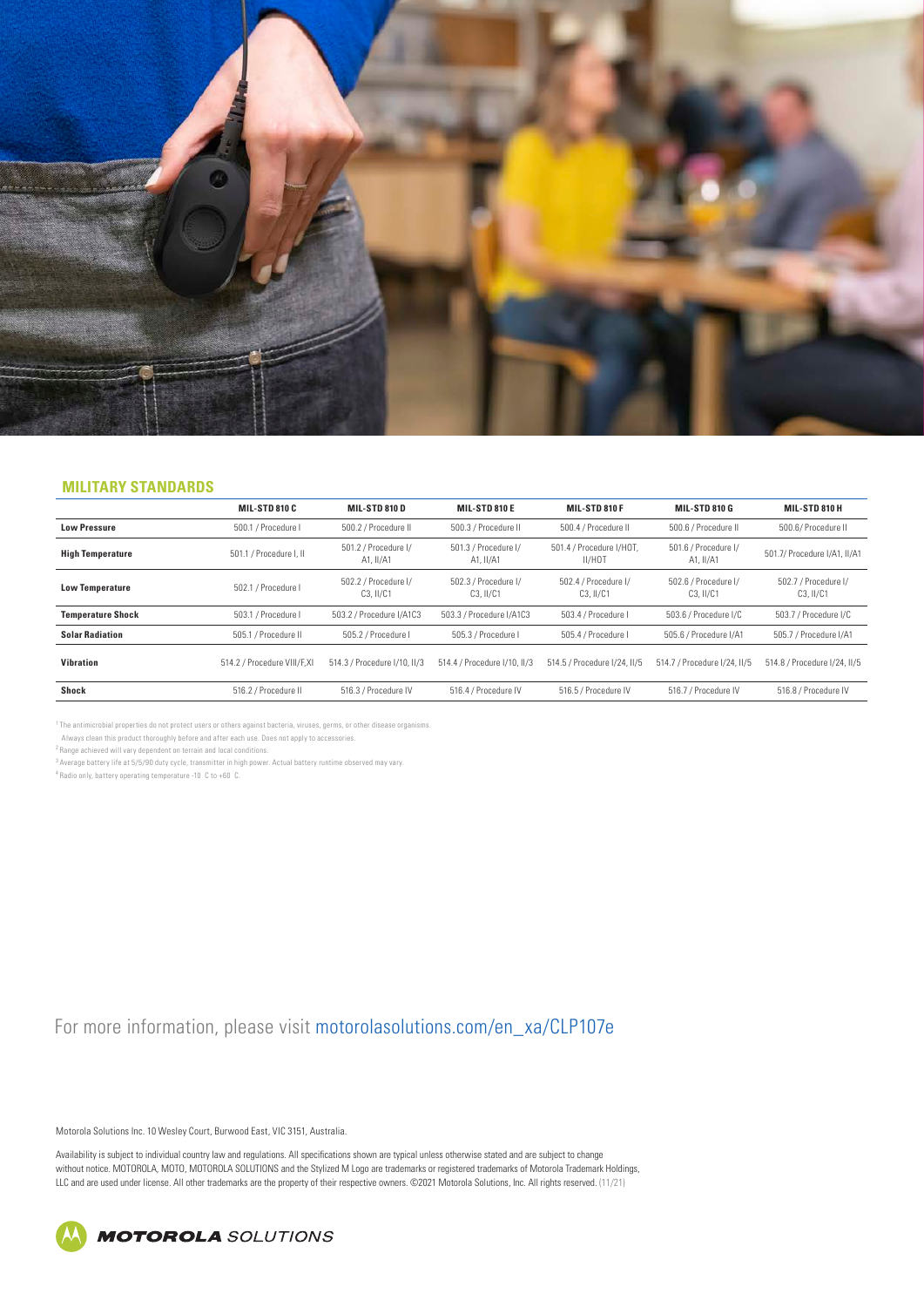## MILITARY STANDARDS

| | MIL-STD 810 C | MIL-STD 810 D | MIL-STD 810 E | MIL-STD 810 F | MIL-STD 810 G | MIL-STD 810 H |
|---|---|---|---|---|---|---|
| **Low Pressure** | 500.1 / Procedure I | 500.2 / Procedure II | 500.3 / Procedure II | 500.4 / Procedure II | 500.6 / Procedure II | 500.6/ Procedure II |
| **High Temperature** | 501.1 / Procedure I, II | 501.2 / Procedure I/ A1, II/A1 | 501.3 / Procedure I/ A1, II/A1 | 501.4 / Procedure I/HOT, II/HOT | 501.6 / Procedure I/ A1, II/A1 | 501.7/ Procedure I/A1, II/A1 |
| **Low Temperature** | 502.1 / Procedure I | 502.2 / Procedure I/ C3, II/C1 | 502.3 / Procedure I/ C3, II/C1 | 502.4 / Procedure I/ C3, II/C1 | 502.6 / Procedure I/ C3, II/C1 | 502.7 / Procedure I/ C3, II/C1 |
| **Temperature Shock** | 503.1 / Procedure I | 503.2 / Procedure I/A1C3 | 503.3 / Procedure I/A1C3 | 503.4 / Procedure I | 503.6 / Procedure I/C | 503.7 / Procedure I/C |
| **Solar Radiation** | 505.1 / Procedure II | 505.2 / Procedure I | 505.3 / Procedure I | 505.4 / Procedure I | 505.6 / Procedure I/A1 | 505.7 / Procedure I/A1 |
| **Vibration** | 514.2 / Procedure VIII/F,XI | 514.3 / Procedure I/10, II/3 | 514.4 / Procedure I/10, II/3 | 514.5 / Procedure I/24, II/5 | 514.7 / Procedure I/24, II/5 | 514.8 / Procedure I/24, II/5 |
| **Shock** | 516.2 / Procedure II | 516.3 / Procedure IV | 516.4 / Procedure IV | 516.5 / Procedure IV | 516.7 / Procedure IV | 516.8 / Procedure IV |

[1] The antimicrobial properties do not protect users or others against bacteria, viruses, germs, or other disease organisms. Always clean this product thoroughly before and after each use. Does not apply to accessories.

[2] Range achieved will vary dependent on terrain and local conditions.

[3] Average battery life at 5/5/90 duty cycle, transmitter in high power. Actual battery runtime observed may vary.

[4] Radio only, battery operating temperature -10 C to +60 C.

For more information, please visit motorolasolutions.com/en_xa/CLP107e

Motorola Solutions Inc. 10 Wesley Court, Burwood East, VIC 3151, Australia.

Availability is subject to individual country law and regulations. All specifications shown are typical unless otherwise stated and are subject to change without notice. MOTOROLA, MOTO, MOTOROLA SOLUTIONS and the Stylized M Logo are trademarks or registered trademarks of Motorola Trademark Holdings, LLC and are used under license. All other trademarks are the property of their respective owners. ©2021 Motorola Solutions, Inc. All rights reserved. (11/21)

**MOTOROLA** SOLUTIONS